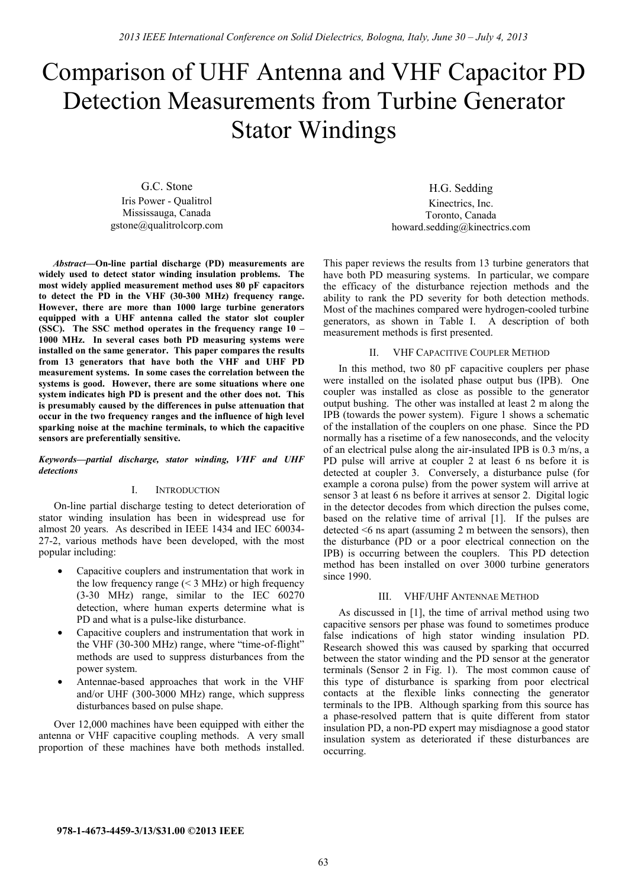# Comparison of UHF Antenna and VHF Capacitor PD Detection Measurements from Turbine Generator Stator Windings

G.C. Stone
Iris Power - Qualitrol
Mississauga, Canada
gstone@qualitrolcorp.com

H.G. Sedding
Kinectrics, Inc.
Toronto, Canada
howard.sedding@kinectrics.com

***Abstract*—On-line partial discharge (PD) measurements are widely used to detect stator winding insulation problems. The most widely applied measurement method uses 80 pF capacitors to detect the PD in the VHF (30-300 MHz) frequency range. However, there are more than 1000 large turbine generators equipped with a UHF antenna called the stator slot coupler (SSC). The SSC method operates in the frequency range 10 – 1000 MHz. In several cases both PD measuring systems were installed on the same generator. This paper compares the results from 13 generators that have both the VHF and UHF PD measurement systems. In some cases the correlation between the systems is good. However, there are some situations where one system indicates high PD is present and the other does not. This is presumably caused by the differences in pulse attenuation that occur in the two frequency ranges and the influence of high level sparking noise at the machine terminals, to which the capacitive sensors are preferentially sensitive.**

***Keywords—partial discharge, stator winding, VHF and UHF detections***

## I. Introduction

On-line partial discharge testing to detect deterioration of stator winding insulation has been in widespread use for almost 20 years. As described in IEEE 1434 and IEC 60034-27-2, various methods have been developed, with the most popular including:

- Capacitive couplers and instrumentation that work in the low frequency range (< 3 MHz) or high frequency (3-30 MHz) range, similar to the IEC 60270 detection, where human experts determine what is PD and what is a pulse-like disturbance.
- Capacitive couplers and instrumentation that work in the VHF (30-300 MHz) range, where "time-of-flight" methods are used to suppress disturbances from the power system.
- Antennae-based approaches that work in the VHF and/or UHF (300-3000 MHz) range, which suppress disturbances based on pulse shape.

Over 12,000 machines have been equipped with either the antenna or VHF capacitive coupling methods. A very small proportion of these machines have both methods installed. This paper reviews the results from 13 turbine generators that have both PD measuring systems. In particular, we compare the efficacy of the disturbance rejection methods and the ability to rank the PD severity for both detection methods. Most of the machines compared were hydrogen-cooled turbine generators, as shown in Table I. A description of both measurement methods is first presented.

## II. VHF Capacitive Coupler Method

In this method, two 80 pF capacitive couplers per phase were installed on the isolated phase output bus (IPB). One coupler was installed as close as possible to the generator output bushing. The other was installed at least 2 m along the IPB (towards the power system). Figure 1 shows a schematic of the installation of the couplers on one phase. Since the PD normally has a risetime of a few nanoseconds, and the velocity of an electrical pulse along the air-insulated IPB is 0.3 m/ns, a PD pulse will arrive at coupler 2 at least 6 ns before it is detected at coupler 3. Conversely, a disturbance pulse (for example a corona pulse) from the power system will arrive at sensor 3 at least 6 ns before it arrives at sensor 2. Digital logic in the detector decodes from which direction the pulses come, based on the relative time of arrival [1]. If the pulses are detected <6 ns apart (assuming 2 m between the sensors), then the disturbance (PD or a poor electrical connection on the IPB) is occurring between the couplers. This PD detection method has been installed on over 3000 turbine generators since 1990.

## III. VHF/UHF Antennae Method

As discussed in [1], the time of arrival method using two capacitive sensors per phase was found to sometimes produce false indications of high stator winding insulation PD. Research showed this was caused by sparking that occurred between the stator winding and the PD sensor at the generator terminals (Sensor 2 in Fig. 1). The most common cause of this type of disturbance is sparking from poor electrical contacts at the flexible links connecting the generator terminals to the IPB. Although sparking from this source has a phase-resolved pattern that is quite different from stator insulation PD, a non-PD expert may misdiagnose a good stator insulation system as deteriorated if these disturbances are occurring.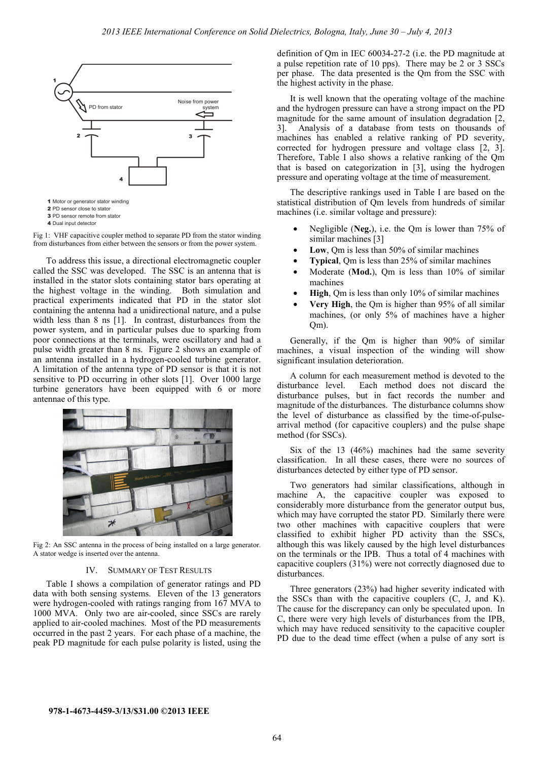1 Motor or generator stator winding
2 PD sensor close to stator
3 PD sensor remote from stator
4 Dual input detector

Fig 1: VHF capacitive coupler method to separate PD from the stator winding from disturbances from either between the sensors or from the power system.

To address this issue, a directional electromagnetic coupler called the SSC was developed. The SSC is an antenna that is installed in the stator slots containing stator bars operating at the highest voltage in the winding. Both simulation and practical experiments indicated that PD in the stator slot containing the antenna had a unidirectional nature, and a pulse width less than 8 ns [1]. In contrast, disturbances from the power system, and in particular pulses due to sparking from poor connections at the terminals, were oscillatory and had a pulse width greater than 8 ns. Figure 2 shows an example of an antenna installed in a hydrogen-cooled turbine generator. A limitation of the antenna type of PD sensor is that it is not sensitive to PD occurring in other slots [1]. Over 1000 large turbine generators have been equipped with 6 or more antennae of this type.

Fig 2: An SSC antenna in the process of being installed on a large generator. A stator wedge is inserted over the antenna.

## IV. Summary of Test Results

Table I shows a compilation of generator ratings and PD data with both sensing systems. Eleven of the 13 generators were hydrogen-cooled with ratings ranging from 167 MVA to 1000 MVA. Only two are air-cooled, since SSCs are rarely applied to air-cooled machines. Most of the PD measurements occurred in the past 2 years. For each phase of a machine, the peak PD magnitude for each pulse polarity is listed, using the definition of Qm in IEC 60034-27-2 (i.e. the PD magnitude at a pulse repetition rate of 10 pps). There may be 2 or 3 SSCs per phase. The data presented is the Qm from the SSC with the highest activity in the phase.

It is well known that the operating voltage of the machine and the hydrogen pressure can have a strong impact on the PD magnitude for the same amount of insulation degradation [2, 3]. Analysis of a database from tests on thousands of machines has enabled a relative ranking of PD severity, corrected for hydrogen pressure and voltage class [2, 3]. Therefore, Table I also shows a relative ranking of the Qm that is based on categorization in [3], using the hydrogen pressure and operating voltage at the time of measurement.

The descriptive rankings used in Table I are based on the statistical distribution of Qm levels from hundreds of similar machines (i.e. similar voltage and pressure):

- Negligible (**Neg.**), i.e. the Qm is lower than 75% of similar machines [3]
- **Low**, Qm is less than 50% of similar machines
- **Typical**, Qm is less than 25% of similar machines
- Moderate (**Mod.**), Qm is less than 10% of similar machines
- **High**, Qm is less than only 10% of similar machines
- **Very High**, the Qm is higher than 95% of all similar machines, (or only 5% of machines have a higher Qm).

Generally, if the Qm is higher than 90% of similar machines, a visual inspection of the winding will show significant insulation deterioration.

A column for each measurement method is devoted to the disturbance level. Each method does not discard the disturbance pulses, but in fact records the number and magnitude of the disturbances. The disturbance columns show the level of disturbance as classified by the time-of-pulse-arrival method (for capacitive couplers) and the pulse shape method (for SSCs).

Six of the 13 (46%) machines had the same severity classification. In all these cases, there were no sources of disturbances detected by either type of PD sensor.

Two generators had similar classifications, although in machine A, the capacitive coupler was exposed to considerably more disturbance from the generator output bus, which may have corrupted the stator PD. Similarly there were two other machines with capacitive couplers that were classified to exhibit higher PD activity than the SSCs, although this was likely caused by the high level disturbances on the terminals or the IPB. Thus a total of 4 machines with capacitive couplers (31%) were not correctly diagnosed due to disturbances.

Three generators (23%) had higher severity indicated with the SSCs than with the capacitive couplers (C, J, and K). The cause for the discrepancy can only be speculated upon. In C, there were very high levels of disturbances from the IPB, which may have reduced sensitivity to the capacitive coupler PD due to the dead time effect (when a pulse of any sort is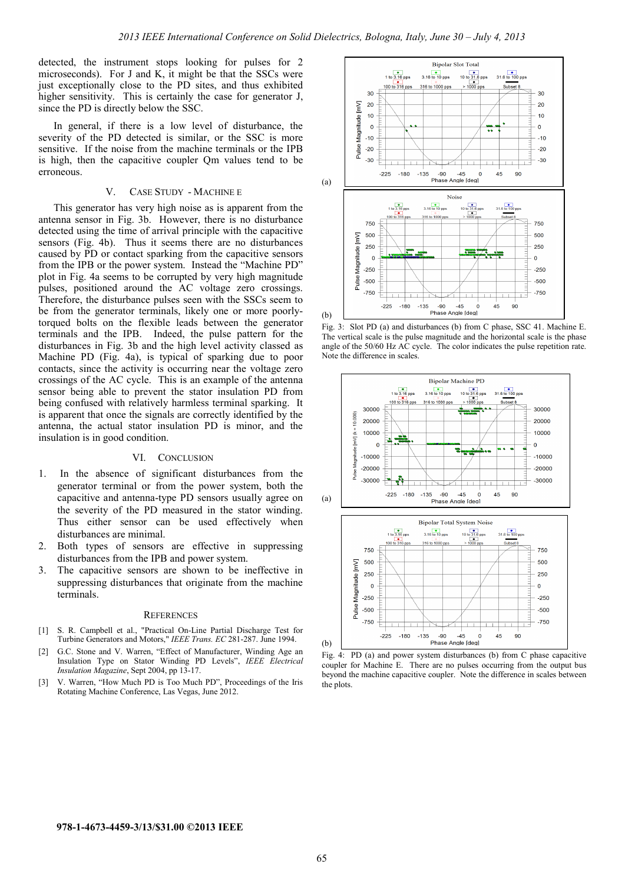detected, the instrument stops looking for pulses for 2 microseconds). For J and K, it might be that the SSCs were just exceptionally close to the PD sites, and thus exhibited higher sensitivity. This is certainly the case for generator J, since the PD is directly below the SSC.

In general, if there is a low level of disturbance, the severity of the PD detected is similar, or the SSC is more sensitive. If the noise from the machine terminals or the IPB is high, then the capacitive coupler Qm values tend to be erroneous.

## V. Case Study - Machine E

This generator has very high noise as is apparent from the antenna sensor in Fig. 3b. However, there is no disturbance detected using the time of arrival principle with the capacitive sensors (Fig. 4b). Thus it seems there are no disturbances caused by PD or contact sparking from the capacitive sensors from the IPB or the power system. Instead the "Machine PD" plot in Fig. 4a seems to be corrupted by very high magnitude pulses, positioned around the AC voltage zero crossings. Therefore, the disturbance pulses seen with the SSCs seem to be from the generator terminals, likely one or more poorly-torqued bolts on the flexible leads between the generator terminals and the IPB. Indeed, the pulse pattern for the disturbances in Fig. 3b and the high level activity classed as Machine PD (Fig. 4a), is typical of sparking due to poor contacts, since the activity is occurring near the voltage zero crossings of the AC cycle. This is an example of the antenna sensor being able to prevent the stator insulation PD from being confused with relatively harmless terminal sparking. It is apparent that once the signals are correctly identified by the antenna, the actual stator insulation PD is minor, and the insulation is in good condition.

Fig. 3: Slot PD (a) and disturbances (b) from C phase, SSC 41. Machine E. The vertical scale is the pulse magnitude and the horizontal scale is the phase angle of the 50/60 Hz AC cycle. The color indicates the pulse repetition rate. Note the difference in scales.

Fig. 4: PD (a) and power system disturbances (b) from C phase capacitive coupler for Machine E. There are no pulses occurring from the output bus beyond the machine capacitive coupler. Note the difference in scales between the plots.

## VI. Conclusion

1. In the absence of significant disturbances from the generator terminal or from the power system, both the capacitive and antenna-type PD sensors usually agree on the severity of the PD measured in the stator winding. Thus either sensor can be used effectively when disturbances are minimal.
2. Both types of sensors are effective in suppressing disturbances from the IPB and power system.
3. The capacitive sensors are shown to be ineffective in suppressing disturbances that originate from the machine terminals.

## References

[1] S. R. Campbell et al., "Practical On-Line Partial Discharge Test for Turbine Generators and Motors," *IEEE Trans. EC* 281-287. June 1994.

[2] G.C. Stone and V. Warren, "Effect of Manufacturer, Winding Age an Insulation Type on Stator Winding PD Levels", *IEEE Electrical Insulation Magazine*, Sept 2004, pp 13-17.

[3] V. Warren, "How Much PD is Too Much PD", Proceedings of the Iris Rotating Machine Conference, Las Vegas, June 2012.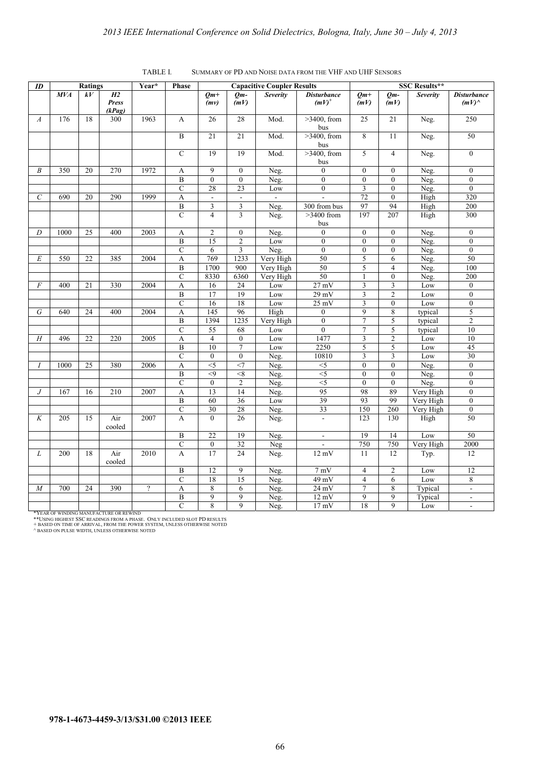TABLE I. SUMMARY OF PD AND NOISE DATA FROM THE VHF AND UHF SENSORS

| ID | Ratings | | | Year* | Phase | Capacitive Coupler Results | | | | SSC Results** | | | |
|---|---|---|---|---|---|---|---|---|---|---|---|---|---|
| | MVA | kV | H2 Press (kPag) | | | Qm+ (mv) | Qm- (mV) | Severity | Disturbance (mV)+ | Qm+ (mV) | Qm- (mV) | Severity | Disturbance (mV)^ |
| A | 176 | 18 | 300 | 1963 | A | 26 | 28 | Mod. | >3400, from bus | 25 | 21 | Neg. | 250 |
| | | | | | B | 21 | 21 | Mod. | >3400, from bus | 8 | 11 | Neg. | 50 |
| | | | | | C | 19 | 19 | Mod. | >3400, from bus | 5 | 4 | Neg. | 0 |
| B | 350 | 20 | 270 | 1972 | A | 9 | 0 | Neg. | 0 | 0 | 0 | Neg. | 0 |
| | | | | | B | 0 | 0 | Neg. | 0 | 0 | 0 | Neg. | 0 |
| | | | | | C | 28 | 23 | Low | 0 | 3 | 0 | Neg. | 0 |
| C | 690 | 20 | 290 | 1999 | A | - | - | - | - | 72 | 0 | High | 320 |
| | | | | | B | 3 | 3 | Neg. | 300 from bus | 97 | 94 | High | 200 |
| | | | | | C | 4 | 3 | Neg. | >3400 from bus | 197 | 207 | High | 300 |
| D | 1000 | 25 | 400 | 2003 | A | 2 | 0 | Neg. | 0 | 0 | 0 | Neg. | 0 |
| | | | | | B | 15 | 2 | Low | 0 | 0 | 0 | Neg. | 0 |
| | | | | | C | 6 | 3 | Neg. | 0 | 0 | 0 | Neg. | 0 |
| E | 550 | 22 | 385 | 2004 | A | 769 | 1233 | Very High | 50 | 5 | 6 | Neg. | 50 |
| | | | | | B | 1700 | 900 | Very High | 50 | 5 | 4 | Neg. | 100 |
| | | | | | C | 8330 | 6360 | Very High | 50 | 1 | 0 | Neg. | 200 |
| F | 400 | 21 | 330 | 2004 | A | 16 | 24 | Low | 27 mV | 3 | 3 | Low | 0 |
| | | | | | B | 17 | 19 | Low | 29 mV | 3 | 2 | Low | 0 |
| | | | | | C | 16 | 18 | Low | 25 mV | 3 | 0 | Low | 0 |
| G | 640 | 24 | 400 | 2004 | A | 145 | 96 | High | 0 | 9 | 8 | typical | 5 |
| | | | | | B | 1394 | 1235 | Very High | 0 | 7 | 5 | typical | 2 |
| | | | | | C | 55 | 68 | Low | 0 | 7 | 5 | typical | 10 |
| H | 496 | 22 | 220 | 2005 | A | 4 | 0 | Low | 1477 | 3 | 2 | Low | 10 |
| | | | | | B | 10 | 7 | Low | 2250 | 5 | 5 | Low | 45 |
| | | | | | C | 0 | 0 | Neg. | 10810 | 3 | 3 | Low | 30 |
| I | 1000 | 25 | 380 | 2006 | A | <5 | <7 | Neg. | <5 | 0 | 0 | Neg. | 0 |
| | | | | | B | <9 | <8 | Neg. | <5 | 0 | 0 | Neg. | 0 |
| | | | | | C | 0 | 2 | Neg. | <5 | 0 | 0 | Neg. | 0 |
| J | 167 | 16 | 210 | 2007 | A | 13 | 14 | Neg. | 95 | 98 | 89 | Very High | 0 |
| | | | | | B | 60 | 36 | Low | 39 | 93 | 99 | Very High | 0 |
| | | | | | C | 30 | 28 | Neg. | 33 | 150 | 260 | Very High | 0 |
| K | 205 | 15 | Air cooled | 2007 | A | 0 | 26 | Neg. | - | 123 | 130 | High | 50 |
| | | | | | B | 22 | 19 | Neg. | - | 19 | 14 | Low | 50 |
| | | | | | C | 0 | 32 | Neg | - | 750 | 750 | Very High | 2000 |
| L | 200 | 18 | Air cooled | 2010 | A | 17 | 24 | Neg. | 12 mV | 11 | 12 | Typ. | 12 |
| | | | | | B | 12 | 9 | Neg. | 7 mV | 4 | 2 | Low | 12 |
| | | | | | C | 18 | 15 | Neg. | 49 mV | 4 | 6 | Low | 8 |
| M | 700 | 24 | 390 | ? | A | 8 | 6 | Neg. | 24 mV | 7 | 8 | Typical | - |
| | | | | | B | 9 | 9 | Neg. | 12 mV | 9 | 9 | Typical | - |
| | | | | | C | 8 | 9 | Neg. | 17 mV | 18 | 9 | Low | - |

*YEAR OF WINDING MANUFACTURE OR REWIND
**USING HIGHEST SSC READINGS FROM A PHASE. ONLY INCLUDED SLOT PD RESULTS
+ BASED ON TIME OF ARRIVAL, FROM THE POWER SYSTEM, UNLESS OTHERWISE NOTED
^ BASED ON PULSE WIDTH, UNLESS OTHERWISE NOTED